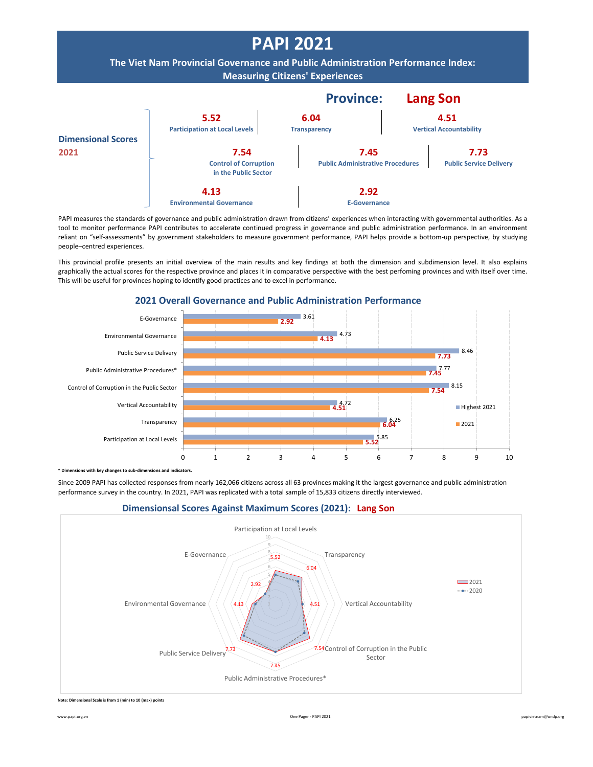# PAPI 2021

## The Viet Nam Provincial Governance and Public Administration Performance Index: Measuring Citizens' Experiences

## Province: Lang Son

**Dimensional Scores 2021**

| Dimension | Score |
|---|---|
| Participation at Local Levels | 5.52 |
| Transparency | 6.04 |
| Vertical Accountability | 4.51 |
| Control of Corruption in the Public Sector | 7.54 |
| Public Administrative Procedures | 7.45 |
| Public Service Delivery | 7.73 |
| Environmental Governance | 4.13 |
| E-Governance | 2.92 |

PAPI measures the standards of governance and public administration drawn from citizens' experiences when interacting with governmental authorities. As a tool to monitor performance PAPI contributes to accelerate continued progress in governance and public administration performance. In an environment reliant on "self-assessments" by government stakeholders to measure government performance, PAPI helps provide a bottom-up perspective, by studying people–centred experiences.

This provincial profile presents an initial overview of the main results and key findings at both the dimension and subdimension level. It also explains graphically the actual scores for the respective province and places it in comparative perspective with the best perfoming provinces and with itself over time. This will be useful for provinces hoping to identify good practices and to excel in performance.

### 2021 Overall Governance and Public Administration Performance

| Dimension | Highest 2021 | 2021 |
|---|---|---|
| E-Governance | 3.61 | 2.92 |
| Environmental Governance | 4.73 | 4.13 |
| Public Service Delivery | 8.46 | 7.73 |
| Public Administrative Procedures* | 7.77 | 7.45 |
| Control of Corruption in the Public Sector | 8.15 | 7.54 |
| Vertical Accountability | 4.72 | 4.51 |
| Transparency | 6.25 | 6.04 |
| Participation at Local Levels | 5.85 | 5.52 |

**\* Dimensions with key changes to sub-dimensions and indicators.**

Since 2009 PAPI has collected responses from nearly 162,066 citizens across all 63 provinces making it the largest governance and public administration performance survey in the country. In 2021, PAPI was replicated with a total sample of 15,833 citizens directly interviewed.

### Dimensional Scores Against Maximum Scores (2021): Lang Son

| Dimension | 2021 |
|---|---|
| Participation at Local Levels | 5.52 |
| Transparency | 6.04 |
| Vertical Accountability | 4.51 |
| Control of Corruption in the Public Sector | 7.54 |
| Public Administrative Procedures* | 7.45 |
| Public Service Delivery | 7.73 |
| Environmental Governance | 4.13 |
| E-Governance | 2.92 |

**Note: Dimensional Scale is from 1 (min) to 10 (max) points**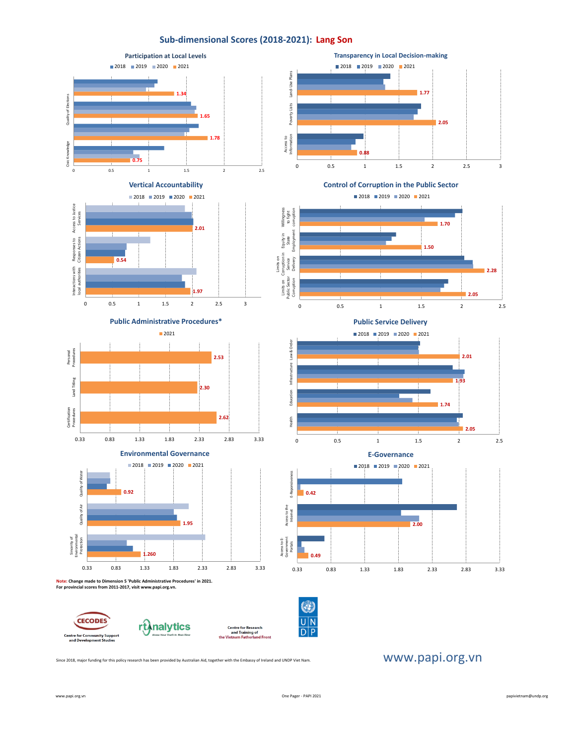# Sub-dimensional Scores (2018-2021): Lang Son

## Participation at Local Levels

2018 2019 2020 2021

Quality of Elections

Civic Knowledge

1.34
1.65
1.78
0.75

0 0.5 1 1.5 2 2.5

## Transparency in Local Decision-making

2018 2019 2020 2021

Land-Use Plans
Poverty Lists
Access to Information

1.77
2.05
0.88

0 0.5 1 1.5 2 2.5 3

## Vertical Accountability

2018 2019 2020 2021

Access to Justice Services
Responses to Citizen Actions
Interactions with local authorities

2.01
0.54
1.97

0 0.5 1 1.5 2 2.5 3

## Control of Corruption in the Public Sector

2018 2019 2020 2021

Willingness to fight corruption
Equity in State Employment
Limits on Corruption in Service Delivery
Limits on Public Sector Corruption

1.70
1.50
2.28
2.05

0 0.5 1 1.5 2 2.5

## Public Administrative Procedures*

2021

Personal Procedures
Land Titling
Certification Procedures

2.53
2.30
2.62

0.33 0.83 1.33 1.83 2.33 2.83 3.33

## Public Service Delivery

2018 2019 2020 2021

Law & Order
Infrastructure
Education
Health

2.01
1.93
1.74
2.05

0 0.5 1 1.5 2 2.5

## Environmental Governance

2018 2019 2020 2021

Quality of Water
Quality of Air
Sincerity of Environmental Protection

0.92
1.95
1.260

0.33 0.83 1.33 1.83 2.33 2.83 3.33

## E-Governance

2018 2019 2020 2021

E-Responsiveness
Access to the Internet
Access to E-Government Portals

0.42
2.00
0.49

0.33 0.83 1.33 1.83 2.33 2.83 3.33

**Note: Change made to Dimension 5 'Public Administrative Procedures' in 2021.**
**For provincial scores from 2011-2017, visit www.papi.org.vn.**

CECODES
Centre for Community Support and Development Studies

rtAnalytics
Know Your Truth In Real-Time

Centre for Research and Training of the Vietnam Fatherland Front

UNDP

Since 2018, major funding for this policy research has been provided by Australian Aid, together with the Embassy of Ireland and UNDP Viet Nam.

www.papi.org.vn